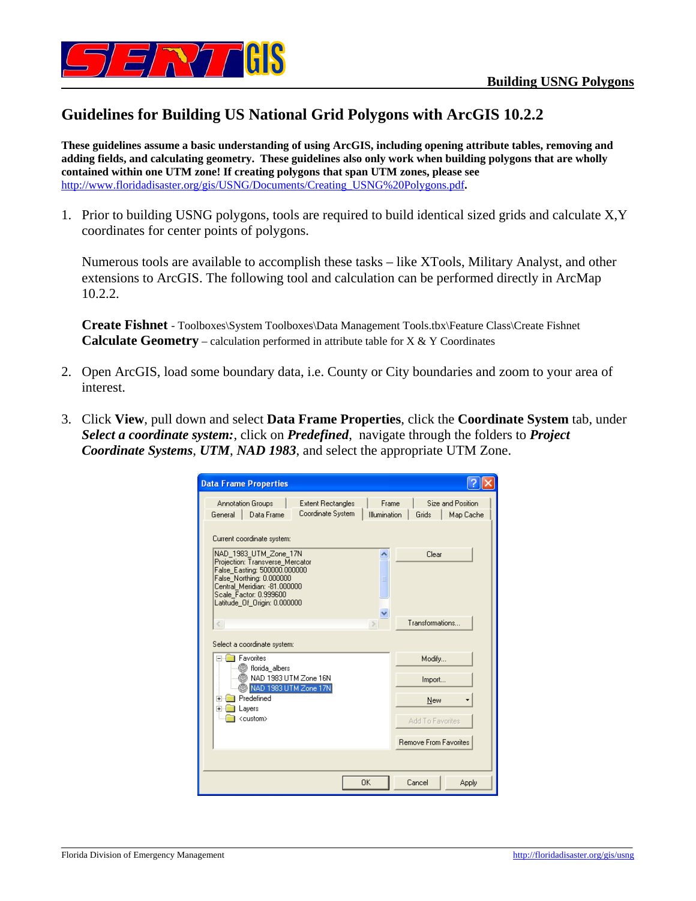# Guidelines for Building US National Grid Polygons with ArcGIS 10.2.2

**These guidelines assume a basic understanding of using ArcGIS, including opening attribute tables, removing and adding fields, and calculating geometry. These guidelines also only work when building polygons that are wholly contained within one UTM zone! If creating polygons that span UTM zones, please see** http://www.floridadisaster.org/gis/USNG/Documents/Creating_USNG%20Polygons.pdf**.**

1. Prior to building USNG polygons, tools are required to build identical sized grids and calculate X,Y coordinates for center points of polygons.

   Numerous tools are available to accomplish these tasks – like XTools, Military Analyst, and other extensions to ArcGIS. The following tool and calculation can be performed directly in ArcMap 10.2.2.

   **Create Fishnet** - Toolboxes\System Toolboxes\Data Management Tools.tbx\Feature Class\Create Fishnet
   **Calculate Geometry** – calculation performed in attribute table for X & Y Coordinates

2. Open ArcGIS, load some boundary data, i.e. County or City boundaries and zoom to your area of interest.

3. Click **View**, pull down and select **Data Frame Properties**, click the **Coordinate System** tab, under ***Select a coordinate system:***, click on ***Predefined***, navigate through the folders to ***Project Coordinate Systems***, ***UTM***, ***NAD 1983***, and select the appropriate UTM Zone.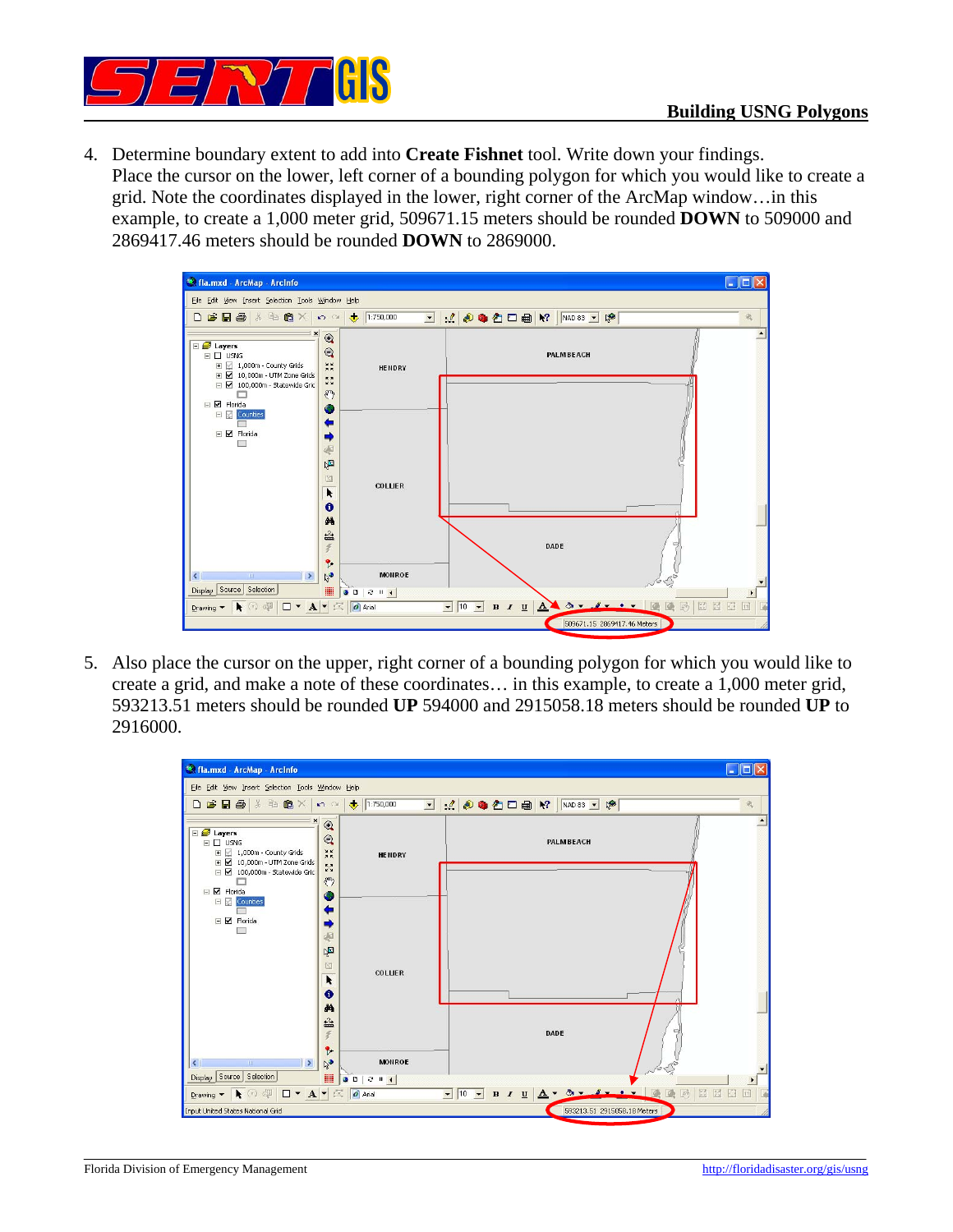4. Determine boundary extent to add into **Create Fishnet** tool. Write down your findings.
   Place the cursor on the lower, left corner of a bounding polygon for which you would like to create a grid. Note the coordinates displayed in the lower, right corner of the ArcMap window…in this example, to create a 1,000 meter grid, 509671.15 meters should be rounded **DOWN** to 509000 and 2869417.46 meters should be rounded **DOWN** to 2869000.

5. Also place the cursor on the upper, right corner of a bounding polygon for which you would like to create a grid, and make a note of these coordinates… in this example, to create a 1,000 meter grid, 593213.51 meters should be rounded **UP** 594000 and 2915058.18 meters should be rounded **UP** to 2916000.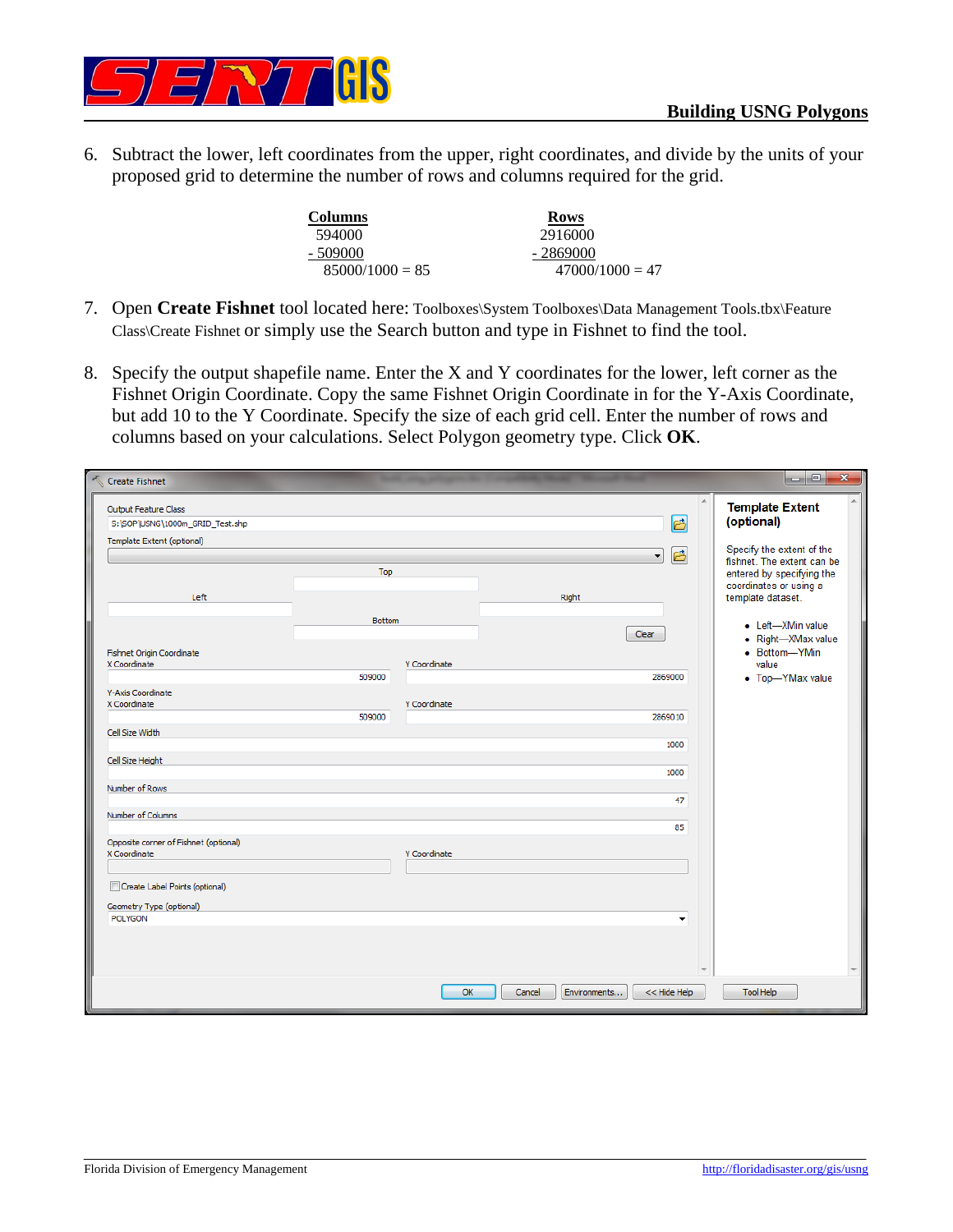6. Subtract the lower, left coordinates from the upper, right coordinates, and divide by the units of your proposed grid to determine the number of rows and columns required for the grid.

| **Columns** | **Rows** |
|---|---|
| 594000 | 2916000 |
| - 509000 | - 2869000 |
| 85000/1000 = 85 | 47000/1000 = 47 |

7. Open **Create Fishnet** tool located here: Toolboxes\System Toolboxes\Data Management Tools.tbx\Feature Class\Create Fishnet or simply use the Search button and type in Fishnet to find the tool.

8. Specify the output shapefile name. Enter the X and Y coordinates for the lower, left corner as the Fishnet Origin Coordinate. Copy the same Fishnet Origin Coordinate in for the Y-Axis Coordinate, but add 10 to the Y Coordinate. Specify the size of each grid cell. Enter the number of rows and columns based on your calculations. Select Polygon geometry type. Click **OK**.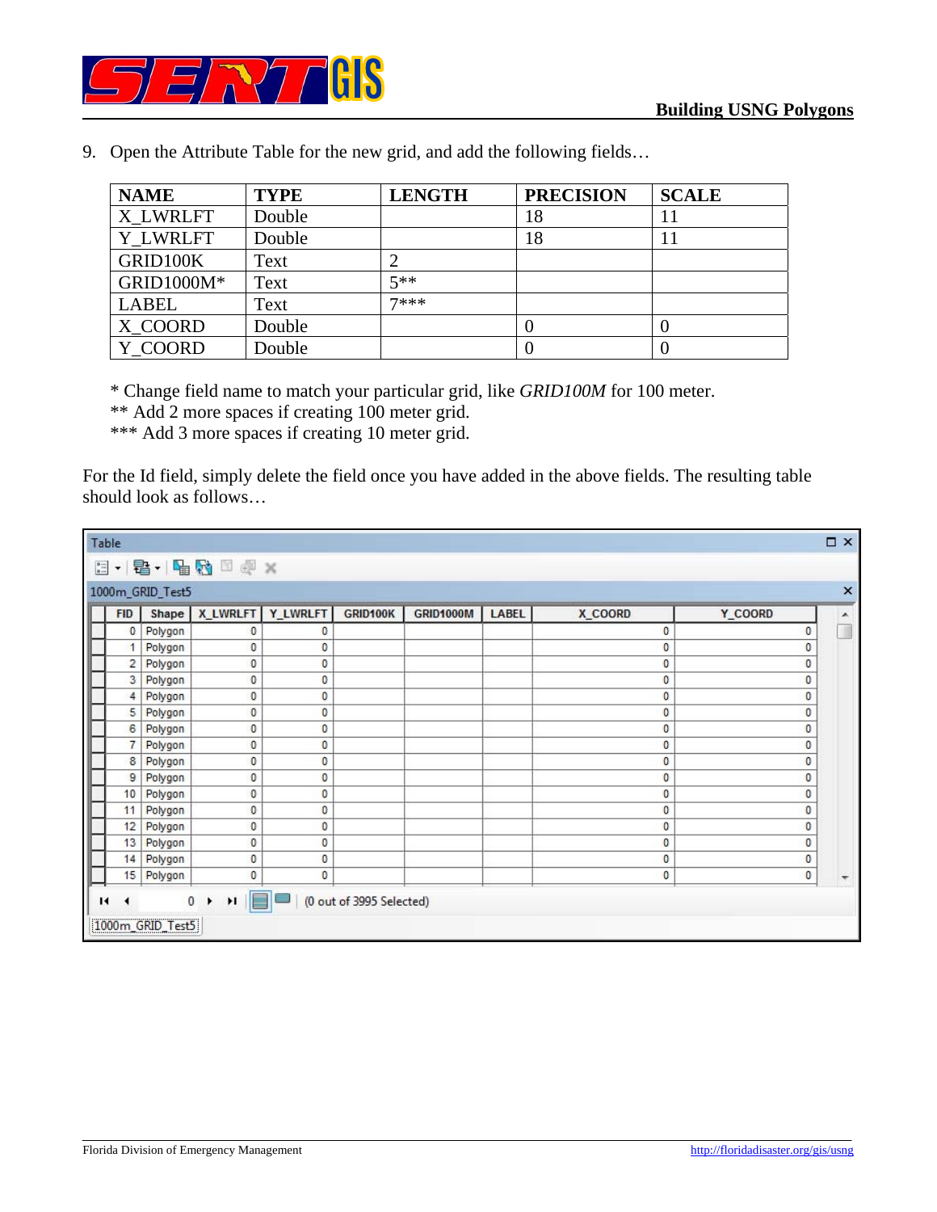9. Open the Attribute Table for the new grid, and add the following fields…

| NAME | TYPE | LENGTH | PRECISION | SCALE |
|---|---|---|---|---|
| X_LWRLFT | Double | | 18 | 11 |
| Y_LWRLFT | Double | | 18 | 11 |
| GRID100K | Text | 2 | | |
| GRID1000M* | Text | 5** | | |
| LABEL | Text | 7*** | | |
| X_COORD | Double | | 0 | 0 |
| Y_COORD | Double | | 0 | 0 |

* Change field name to match your particular grid, like *GRID100M* for 100 meter.
** Add 2 more spaces if creating 100 meter grid.
*** Add 3 more spaces if creating 10 meter grid.

For the Id field, simply delete the field once you have added in the above fields. The resulting table should look as follows…

Table

1000m_GRID_Test5

| FID | Shape | X_LWRLFT | Y_LWRLFT | GRID100K | GRID1000M | LABEL | X_COORD | Y_COORD |
|---|---|---|---|---|---|---|---|---|
| 0 | Polygon | 0 | 0 | | | | 0 | 0 |
| 1 | Polygon | 0 | 0 | | | | 0 | 0 |
| 2 | Polygon | 0 | 0 | | | | 0 | 0 |
| 3 | Polygon | 0 | 0 | | | | 0 | 0 |
| 4 | Polygon | 0 | 0 | | | | 0 | 0 |
| 5 | Polygon | 0 | 0 | | | | 0 | 0 |
| 6 | Polygon | 0 | 0 | | | | 0 | 0 |
| 7 | Polygon | 0 | 0 | | | | 0 | 0 |
| 8 | Polygon | 0 | 0 | | | | 0 | 0 |
| 9 | Polygon | 0 | 0 | | | | 0 | 0 |
| 10 | Polygon | 0 | 0 | | | | 0 | 0 |
| 11 | Polygon | 0 | 0 | | | | 0 | 0 |
| 12 | Polygon | 0 | 0 | | | | 0 | 0 |
| 13 | Polygon | 0 | 0 | | | | 0 | 0 |
| 14 | Polygon | 0 | 0 | | | | 0 | 0 |
| 15 | Polygon | 0 | 0 | | | | 0 | 0 |

(0 out of 3995 Selected)

1000m_GRID_Test5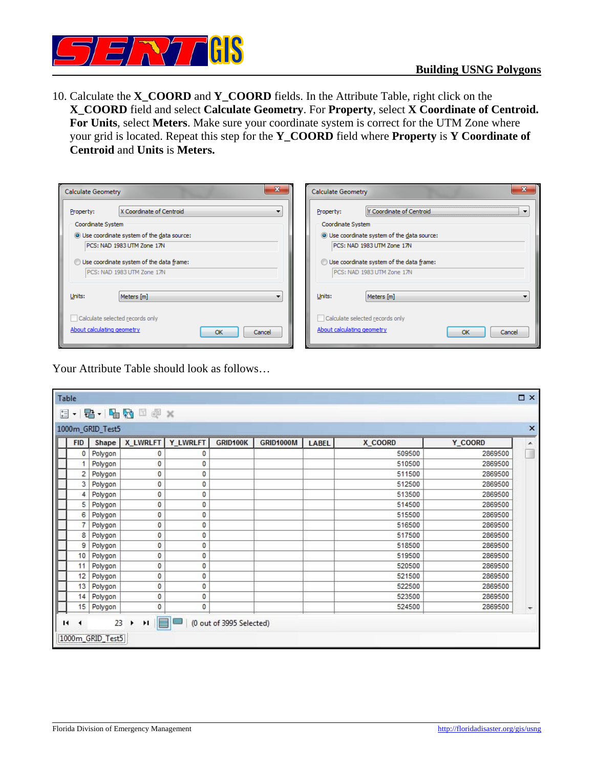10. Calculate the **X_COORD** and **Y_COORD** fields. In the Attribute Table, right click on the **X_COORD** field and select **Calculate Geometry**. For **Property**, select **X Coordinate of Centroid. For Units**, select **Meters**. Make sure your coordinate system is correct for the UTM Zone where your grid is located. Repeat this step for the **Y_COORD** field where **Property** is **Y Coordinate of Centroid** and **Units** is **Meters.**

Your Attribute Table should look as follows…

| FID | Shape | X_LWRLFT | Y_LWRLFT | GRID100K | GRID1000M | LABEL | X_COORD | Y_COORD |
|---|---|---|---|---|---|---|---|---|
| 0 | Polygon | 0 | 0 | | | | 509500 | 2869500 |
| 1 | Polygon | 0 | 0 | | | | 510500 | 2869500 |
| 2 | Polygon | 0 | 0 | | | | 511500 | 2869500 |
| 3 | Polygon | 0 | 0 | | | | 512500 | 2869500 |
| 4 | Polygon | 0 | 0 | | | | 513500 | 2869500 |
| 5 | Polygon | 0 | 0 | | | | 514500 | 2869500 |
| 6 | Polygon | 0 | 0 | | | | 515500 | 2869500 |
| 7 | Polygon | 0 | 0 | | | | 516500 | 2869500 |
| 8 | Polygon | 0 | 0 | | | | 517500 | 2869500 |
| 9 | Polygon | 0 | 0 | | | | 518500 | 2869500 |
| 10 | Polygon | 0 | 0 | | | | 519500 | 2869500 |
| 11 | Polygon | 0 | 0 | | | | 520500 | 2869500 |
| 12 | Polygon | 0 | 0 | | | | 521500 | 2869500 |
| 13 | Polygon | 0 | 0 | | | | 522500 | 2869500 |
| 14 | Polygon | 0 | 0 | | | | 523500 | 2869500 |
| 15 | Polygon | 0 | 0 | | | | 524500 | 2869500 |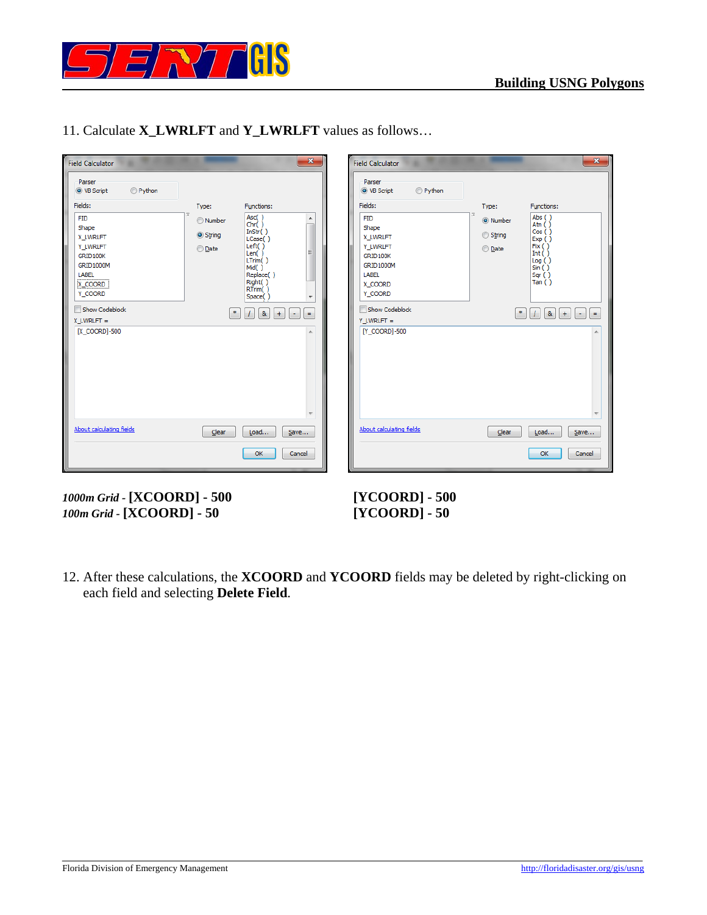11. Calculate **X_LWRLFT** and **Y_LWRLFT** values as follows…

*1000m Grid* - **[XCOORD] - 500**
*100m Grid* - **[XCOORD] - 50**

**[YCOORD] - 500**
**[YCOORD] - 50**

12. After these calculations, the **XCOORD** and **YCOORD** fields may be deleted by right-clicking on each field and selecting **Delete Field**.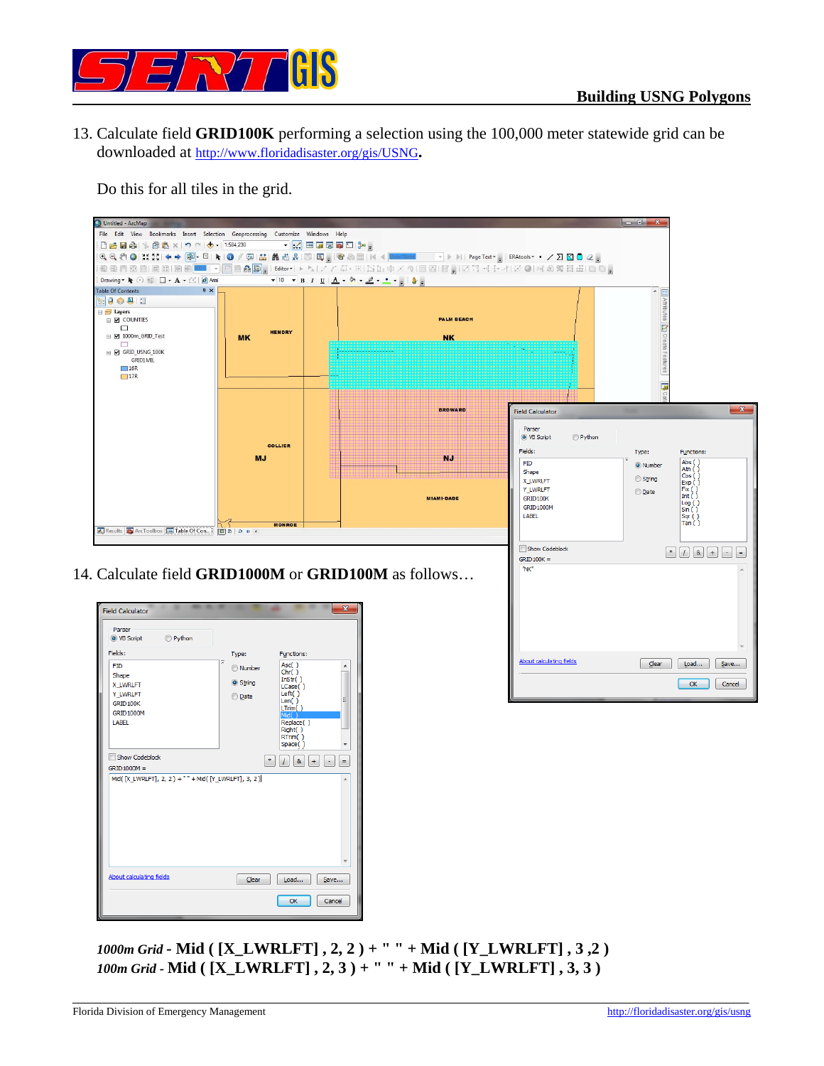13. Calculate field **GRID100K** performing a selection using the 100,000 meter statewide grid can be downloaded at http://www.floridadisaster.org/gis/USNG**.**

    Do this for all tiles in the grid.

14. Calculate field **GRID1000M** or **GRID100M** as follows…

*1000m Grid* - **Mid ( [X_LWRLFT] , 2, 2 ) + " " + Mid ( [Y_LWRLFT] , 3 ,2 )**
*100m Grid* - **Mid ( [X_LWRLFT] , 2, 3 ) + " " + Mid ( [Y_LWRLFT] , 3, 3 )**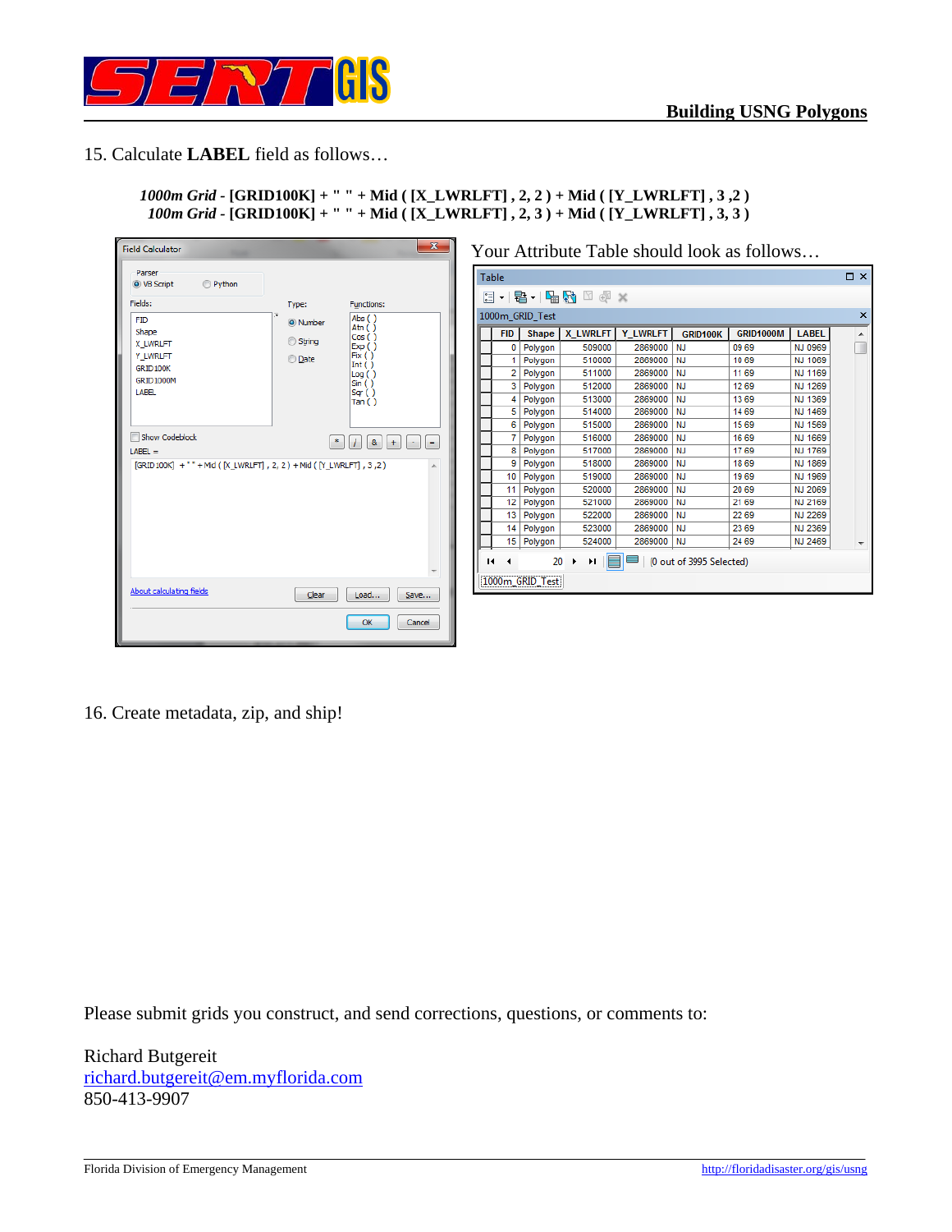15. Calculate **LABEL** field as follows…

*1000m Grid* - **[GRID100K] + " " + Mid ( [X_LWRLFT] , 2, 2 ) + Mid ( [Y_LWRLFT] , 3 ,2 )**
*100m Grid* - **[GRID100K] + " " + Mid ( [X_LWRLFT] , 2, 3 ) + Mid ( [Y_LWRLFT] , 3, 3 )**

Your Attribute Table should look as follows…

| FID | Shape | X_LWRLFT | Y_LWRLFT | GRID100K | GRID1000M | LABEL |
|---|---|---|---|---|---|---|
| 0 | Polygon | 509000 | 2869000 | NJ | 09 69 | NJ 0969 |
| 1 | Polygon | 510000 | 2869000 | NJ | 10 69 | NJ 1069 |
| 2 | Polygon | 511000 | 2869000 | NJ | 11 69 | NJ 1169 |
| 3 | Polygon | 512000 | 2869000 | NJ | 12 69 | NJ 1269 |
| 4 | Polygon | 513000 | 2869000 | NJ | 13 69 | NJ 1369 |
| 5 | Polygon | 514000 | 2869000 | NJ | 14 69 | NJ 1469 |
| 6 | Polygon | 515000 | 2869000 | NJ | 15 69 | NJ 1569 |
| 7 | Polygon | 516000 | 2869000 | NJ | 16 69 | NJ 1669 |
| 8 | Polygon | 517000 | 2869000 | NJ | 17 69 | NJ 1769 |
| 9 | Polygon | 518000 | 2869000 | NJ | 18 69 | NJ 1869 |
| 10 | Polygon | 519000 | 2869000 | NJ | 19 69 | NJ 1969 |
| 11 | Polygon | 520000 | 2869000 | NJ | 20 69 | NJ 2069 |
| 12 | Polygon | 521000 | 2869000 | NJ | 21 69 | NJ 2169 |
| 13 | Polygon | 522000 | 2869000 | NJ | 22 69 | NJ 2269 |
| 14 | Polygon | 523000 | 2869000 | NJ | 23 69 | NJ 2369 |
| 15 | Polygon | 524000 | 2869000 | NJ | 24 69 | NJ 2469 |

16. Create metadata, zip, and ship!

Please submit grids you construct, and send corrections, questions, or comments to:

Richard Butgereit
richard.butgereit@em.myflorida.com
850-413-9907